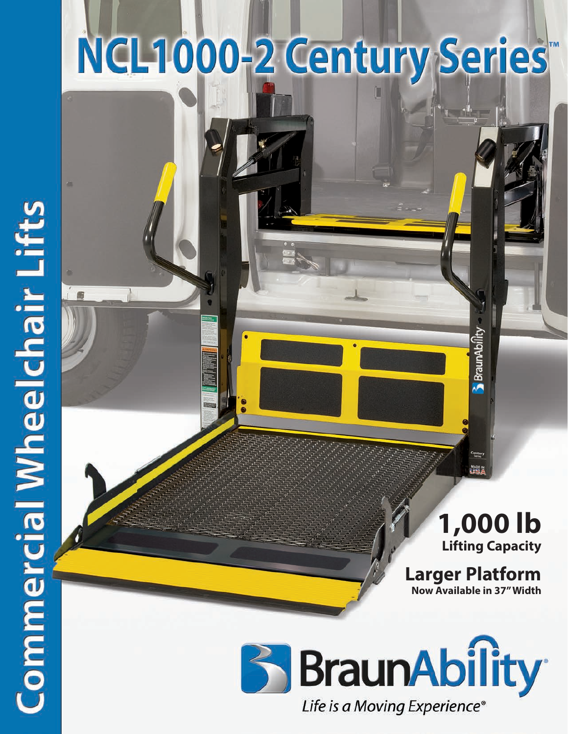# NCL1000-2 Century Series™

Commercial Wheelchair Lifts

**1,000 lb**
**Lifting Capacity**

**Larger Platform**
**Now Available in 37" Width**

BraunAbility®

*Life is a Moving Experience®*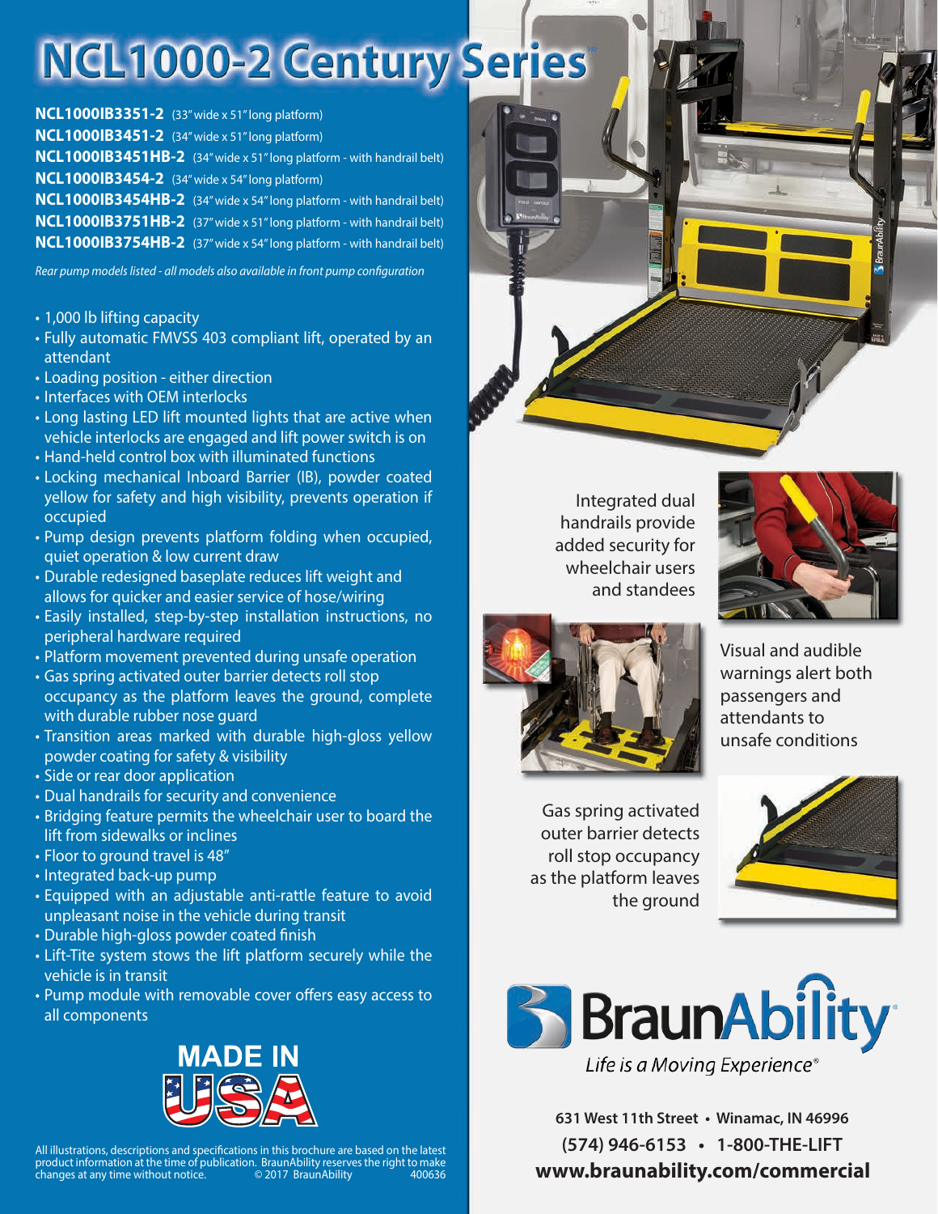# NCL1000-2 Century Series™

**NCL1000IB3351-2** (33" wide x 51" long platform)
**NCL1000IB3451-2** (34" wide x 51" long platform)
**NCL1000IB3451HB-2** (34" wide x 51" long platform - with handrail belt)
**NCL1000IB3454-2** (34" wide x 54" long platform)
**NCL1000IB3454HB-2** (34" wide x 54" long platform - with handrail belt)
**NCL1000IB3751HB-2** (37" wide x 51" long platform - with handrail belt)
**NCL1000IB3754HB-2** (37" wide x 54" long platform - with handrail belt)

*Rear pump models listed - all models also available in front pump configuration*

- 1,000 lb lifting capacity
- Fully automatic FMVSS 403 compliant lift, operated by an attendant
- Loading position - either direction
- Interfaces with OEM interlocks
- Long lasting LED lift mounted lights that are active when vehicle interlocks are engaged and lift power switch is on
- Hand-held control box with illuminated functions
- Locking mechanical Inboard Barrier (IB), powder coated yellow for safety and high visibility, prevents operation if occupied
- Pump design prevents platform folding when occupied, quiet operation & low current draw
- Durable redesigned baseplate reduces lift weight and allows for quicker and easier service of hose/wiring
- Easily installed, step-by-step installation instructions, no peripheral hardware required
- Platform movement prevented during unsafe operation
- Gas spring activated outer barrier detects roll stop occupancy as the platform leaves the ground, complete with durable rubber nose guard
- Transition areas marked with durable high-gloss yellow powder coating for safety & visibility
- Side or rear door application
- Dual handrails for security and convenience
- Bridging feature permits the wheelchair user to board the lift from sidewalks or inclines
- Floor to ground travel is 48"
- Integrated back-up pump
- Equipped with an adjustable anti-rattle feature to avoid unpleasant noise in the vehicle during transit
- Durable high-gloss powder coated finish
- Lift-Tite system stows the lift platform securely while the vehicle is in transit
- Pump module with removable cover offers easy access to all components

MADE IN USA

Integrated dual handrails provide added security for wheelchair users and standees

Visual and audible warnings alert both passengers and attendants to unsafe conditions

Gas spring activated outer barrier detects roll stop occupancy as the platform leaves the ground

BraunAbility®

*Life is a Moving Experience®*

631 West 11th Street • Winamac, IN 46996

(574) 946-6153 • 1-800-THE-LIFT

**www.braunability.com/commercial**

All illustrations, descriptions and specifications in this brochure are based on the latest product information at the time of publication. BraunAbility reserves the right to make changes at any time without notice. © 2017 BraunAbility 400636